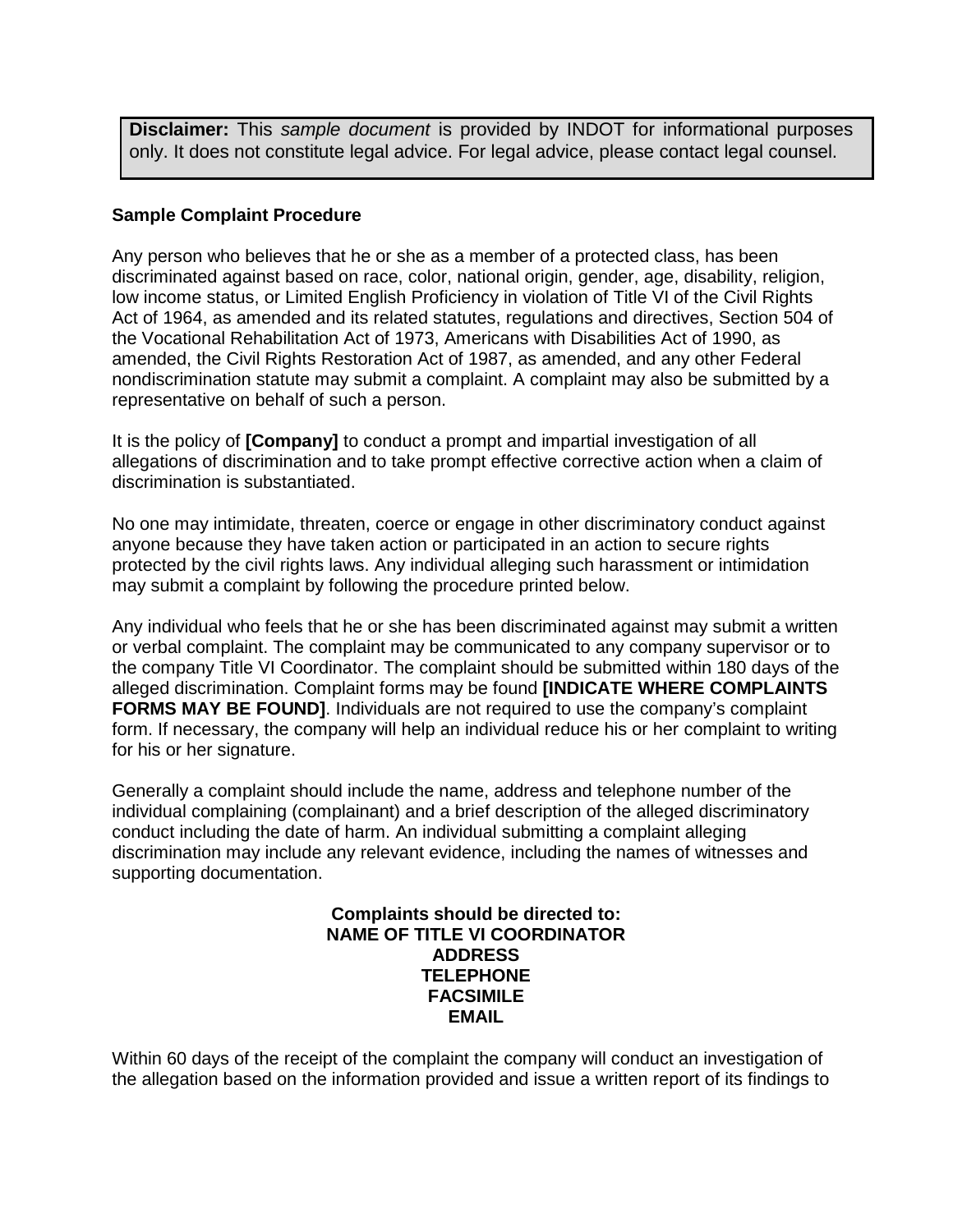**Disclaimer:** This *sample document* is provided by INDOT for informational purposes only. It does not constitute legal advice. For legal advice, please contact legal counsel.

**Sample Complaint Procedure**

Any person who believes that he or she as a member of a protected class, has been discriminated against based on race, color, national origin, gender, age, disability, religion, low income status, or Limited English Proficiency in violation of Title VI of the Civil Rights Act of 1964, as amended and its related statutes, regulations and directives, Section 504 of the Vocational Rehabilitation Act of 1973, Americans with Disabilities Act of 1990, as amended, the Civil Rights Restoration Act of 1987, as amended, and any other Federal nondiscrimination statute may submit a complaint. A complaint may also be submitted by a representative on behalf of such a person.

It is the policy of **[Company]** to conduct a prompt and impartial investigation of all allegations of discrimination and to take prompt effective corrective action when a claim of discrimination is substantiated.

No one may intimidate, threaten, coerce or engage in other discriminatory conduct against anyone because they have taken action or participated in an action to secure rights protected by the civil rights laws. Any individual alleging such harassment or intimidation may submit a complaint by following the procedure printed below.

Any individual who feels that he or she has been discriminated against may submit a written or verbal complaint. The complaint may be communicated to any company supervisor or to the company Title VI Coordinator. The complaint should be submitted within 180 days of the alleged discrimination. Complaint forms may be found **[INDICATE WHERE COMPLAINTS FORMS MAY BE FOUND]**. Individuals are not required to use the company's complaint form. If necessary, the company will help an individual reduce his or her complaint to writing for his or her signature.

Generally a complaint should include the name, address and telephone number of the individual complaining (complainant) and a brief description of the alleged discriminatory conduct including the date of harm. An individual submitting a complaint alleging discrimination may include any relevant evidence, including the names of witnesses and supporting documentation.

**Complaints should be directed to:**
**NAME OF TITLE VI COORDINATOR**
**ADDRESS**
**TELEPHONE**
**FACSIMILE**
**EMAIL**

Within 60 days of the receipt of the complaint the company will conduct an investigation of the allegation based on the information provided and issue a written report of its findings to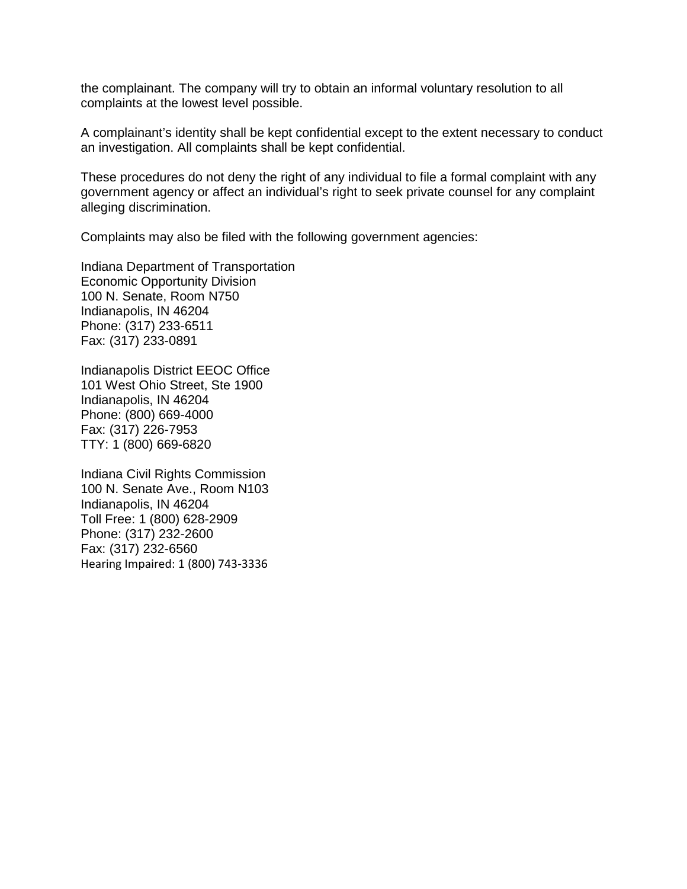the complainant. The company will try to obtain an informal voluntary resolution to all complaints at the lowest level possible.

A complainant's identity shall be kept confidential except to the extent necessary to conduct an investigation. All complaints shall be kept confidential.

These procedures do not deny the right of any individual to file a formal complaint with any government agency or affect an individual's right to seek private counsel for any complaint alleging discrimination.

Complaints may also be filed with the following government agencies:

Indiana Department of Transportation
Economic Opportunity Division
100 N. Senate, Room N750
Indianapolis, IN 46204
Phone: (317) 233-6511
Fax: (317) 233-0891

Indianapolis District EEOC Office
101 West Ohio Street, Ste 1900
Indianapolis, IN 46204
Phone: (800) 669-4000
Fax: (317) 226-7953
TTY: 1 (800) 669-6820

Indiana Civil Rights Commission
100 N. Senate Ave., Room N103
Indianapolis, IN 46204
Toll Free: 1 (800) 628-2909
Phone: (317) 232-2600
Fax: (317) 232-6560
Hearing Impaired: 1 (800) 743-3336